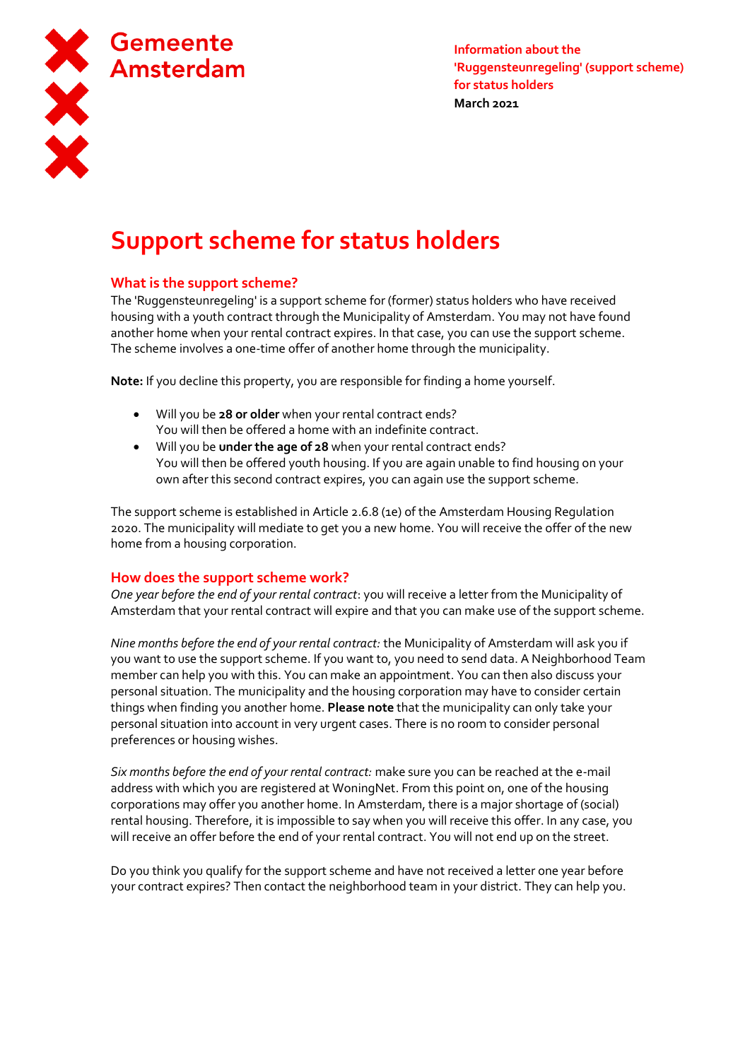Gemeente Amsterdam

**Information about the 'Ruggensteunregeling' (support scheme) for status holders**
**March 2021**

# Support scheme for status holders

## What is the support scheme?

The 'Ruggensteunregeling' is a support scheme for (former) status holders who have received housing with a youth contract through the Municipality of Amsterdam. You may not have found another home when your rental contract expires. In that case, you can use the support scheme. The scheme involves a one-time offer of another home through the municipality.

**Note:** If you decline this property, you are responsible for finding a home yourself.

- Will you be **28 or older** when your rental contract ends?
  You will then be offered a home with an indefinite contract.
- Will you be **under the age of 28** when your rental contract ends?
  You will then be offered youth housing. If you are again unable to find housing on your own after this second contract expires, you can again use the support scheme.

The support scheme is established in Article 2.6.8 (1e) of the Amsterdam Housing Regulation 2020. The municipality will mediate to get you a new home. You will receive the offer of the new home from a housing corporation.

## How does the support scheme work?

*One year before the end of your rental contract*: you will receive a letter from the Municipality of Amsterdam that your rental contract will expire and that you can make use of the support scheme.

*Nine months before the end of your rental contract:* the Municipality of Amsterdam will ask you if you want to use the support scheme. If you want to, you need to send data. A Neighborhood Team member can help you with this. You can make an appointment. You can then also discuss your personal situation. The municipality and the housing corporation may have to consider certain things when finding you another home. **Please note** that the municipality can only take your personal situation into account in very urgent cases. There is no room to consider personal preferences or housing wishes.

*Six months before the end of your rental contract:* make sure you can be reached at the e-mail address with which you are registered at WoningNet. From this point on, one of the housing corporations may offer you another home. In Amsterdam, there is a major shortage of (social) rental housing. Therefore, it is impossible to say when you will receive this offer. In any case, you will receive an offer before the end of your rental contract. You will not end up on the street.

Do you think you qualify for the support scheme and have not received a letter one year before your contract expires? Then contact the neighborhood team in your district. They can help you.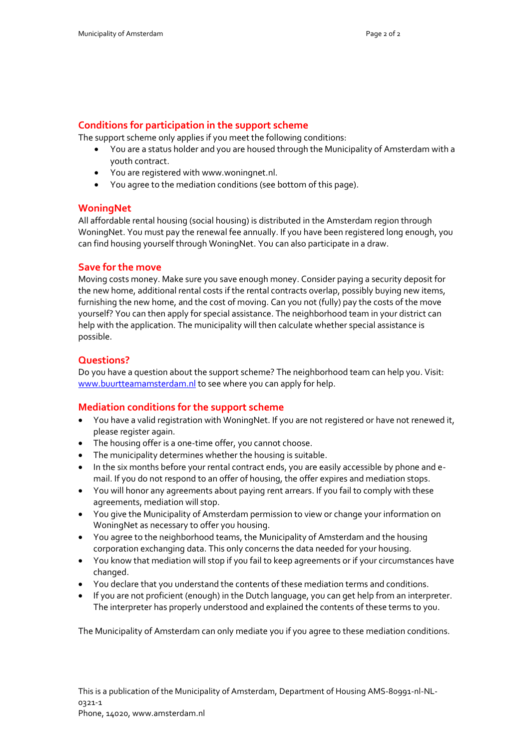## Conditions for participation in the support scheme

The support scheme only applies if you meet the following conditions:

- You are a status holder and you are housed through the Municipality of Amsterdam with a youth contract.
- You are registered with www.woningnet.nl.
- You agree to the mediation conditions (see bottom of this page).

## WoningNet

All affordable rental housing (social housing) is distributed in the Amsterdam region through WoningNet. You must pay the renewal fee annually. If you have been registered long enough, you can find housing yourself through WoningNet. You can also participate in a draw.

## Save for the move

Moving costs money. Make sure you save enough money. Consider paying a security deposit for the new home, additional rental costs if the rental contracts overlap, possibly buying new items, furnishing the new home, and the cost of moving. Can you not (fully) pay the costs of the move yourself? You can then apply for special assistance. The neighborhood team in your district can help with the application. The municipality will then calculate whether special assistance is possible.

## Questions?

Do you have a question about the support scheme? The neighborhood team can help you. Visit: www.buurtteamamsterdam.nl to see where you can apply for help.

## Mediation conditions for the support scheme

- You have a valid registration with WoningNet. If you are not registered or have not renewed it, please register again.
- The housing offer is a one-time offer, you cannot choose.
- The municipality determines whether the housing is suitable.
- In the six months before your rental contract ends, you are easily accessible by phone and e-mail. If you do not respond to an offer of housing, the offer expires and mediation stops.
- You will honor any agreements about paying rent arrears. If you fail to comply with these agreements, mediation will stop.
- You give the Municipality of Amsterdam permission to view or change your information on WoningNet as necessary to offer you housing.
- You agree to the neighborhood teams, the Municipality of Amsterdam and the housing corporation exchanging data. This only concerns the data needed for your housing.
- You know that mediation will stop if you fail to keep agreements or if your circumstances have changed.
- You declare that you understand the contents of these mediation terms and conditions.
- If you are not proficient (enough) in the Dutch language, you can get help from an interpreter. The interpreter has properly understood and explained the contents of these terms to you.

The Municipality of Amsterdam can only mediate you if you agree to these mediation conditions.

This is a publication of the Municipality of Amsterdam, Department of Housing AMS-80991-nl-NL-0321-1
Phone, 14020, www.amsterdam.nl